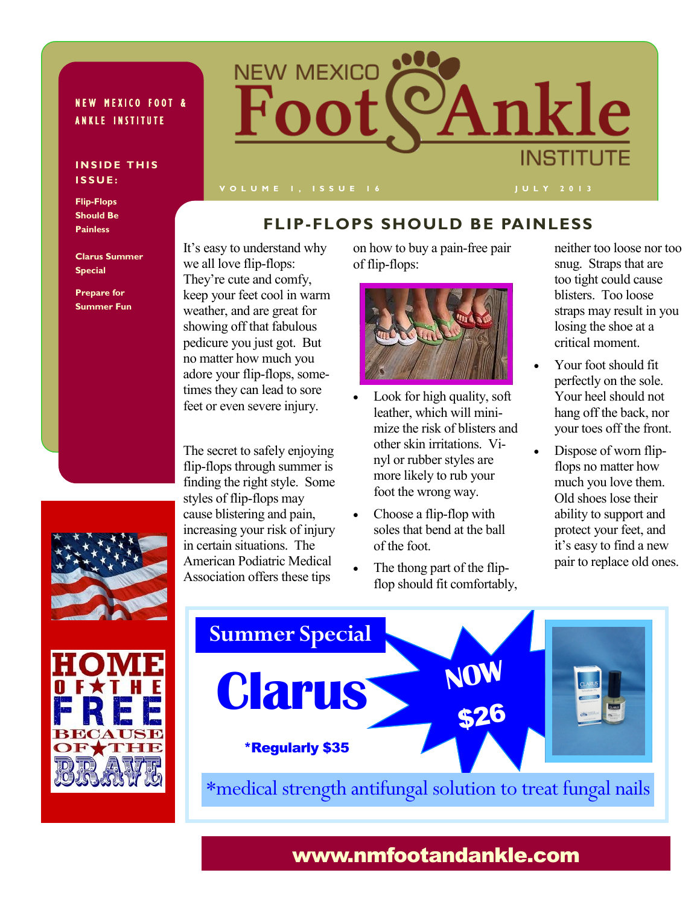# NEW MEXICO Foot & Ankle INSTITUTE

NEW MEXICO FOOT & ANKLE INSTITUTE

VOLUME 1, ISSUE 16 — JULY 2013

**INSIDE THIS ISSUE:**

- Flip-Flops Should Be Painless
- Clarus Summer Special
- Prepare for Summer Fun

HOME OF THE FREE BECAUSE OF THE BRAVE

## FLIP-FLOPS SHOULD BE PAINLESS

It's easy to understand why we all love flip-flops: They're cute and comfy, keep your feet cool in warm weather, and are great for showing off that fabulous pedicure you just got. But no matter how much you adore your flip-flops, sometimes they can lead to sore feet or even severe injury.

The secret to safely enjoying flip-flops through summer is finding the right style. Some styles of flip-flops may cause blistering and pain, increasing your risk of injury in certain situations. The American Podiatric Medical Association offers these tips on how to buy a pain-free pair of flip-flops:

- Look for high quality, soft leather, which will minimize the risk of blisters and other skin irritations. Vinyl or rubber styles are more likely to rub your foot the wrong way.
- Choose a flip-flop with soles that bend at the ball of the foot.
- The thong part of the flip-flop should fit comfortably, neither too loose nor too snug. Straps that are too tight could cause blisters. Too loose straps may result in you losing the shoe at a critical moment.
- Your foot should fit perfectly on the sole. Your heel should not hang off the back, nor your toes off the front.
- Dispose of worn flip-flops no matter how much you love them. Old shoes lose their ability to support and protect your feet, and it's easy to find a new pair to replace old ones.

## Summer Special

**Clarus**

NOW $26

*Regularly $35

*medical strength antifungal solution to treat fungal nails

**www.nmfootandankle.com**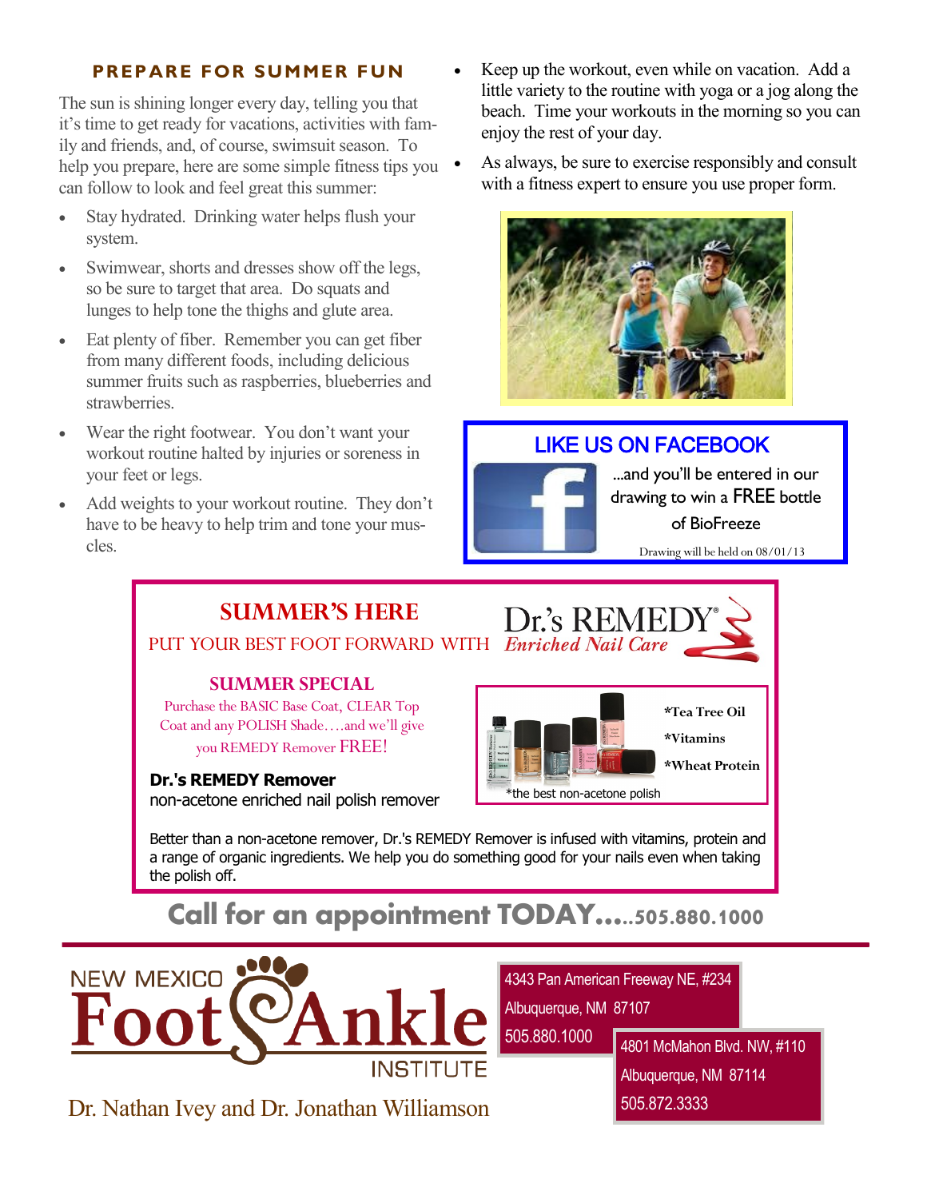## PREPARE FOR SUMMER FUN

The sun is shining longer every day, telling you that it's time to get ready for vacations, activities with family and friends, and, of course, swimsuit season. To help you prepare, here are some simple fitness tips you can follow to look and feel great this summer:

- Stay hydrated. Drinking water helps flush your system.
- Swimwear, shorts and dresses show off the legs, so be sure to target that area. Do squats and lunges to help tone the thighs and glute area.
- Eat plenty of fiber. Remember you can get fiber from many different foods, including delicious summer fruits such as raspberries, blueberries and strawberries.
- Wear the right footwear. You don't want your workout routine halted by injuries or soreness in your feet or legs.
- Add weights to your workout routine. They don't have to be heavy to help trim and tone your muscles.
- Keep up the workout, even while on vacation. Add a little variety to the routine with yoga or a jog along the beach. Time your workouts in the morning so you can enjoy the rest of your day.
- As always, be sure to exercise responsibly and consult with a fitness expert to ensure you use proper form.

## LIKE US ON FACEBOOK

...and you'll be entered in our drawing to win a FREE bottle of BioFreeze

Drawing will be held on 08/01/13

## SUMMER'S HERE

PUT YOUR BEST FOOT FORWARD WITH Dr.'s REMEDY® *Enriched Nail Care*

### SUMMER SPECIAL

Purchase the BASIC Base Coat, CLEAR Top Coat and any POLISH Shade….and we'll give you REMEDY Remover FREE!

**Dr.'s REMEDY Remover**
non-acetone enriched nail polish remover

*Tea Tree Oil
*Vitamins
*Wheat Protein

*the best non-acetone polish

Better than a non-acetone remover, Dr.'s REMEDY Remover is infused with vitamins, protein and a range of organic ingredients. We help you do something good for your nails even when taking the polish off.

**Call for an appointment TODAY…..505.880.1000**

NEW MEXICO Foot & Ankle INSTITUTE

Dr. Nathan Ivey and Dr. Jonathan Williamson

4343 Pan American Freeway NE, #234
Albuquerque, NM 87107
505.880.1000

4801 McMahon Blvd. NW, #110
Albuquerque, NM 87114
505.872.3333